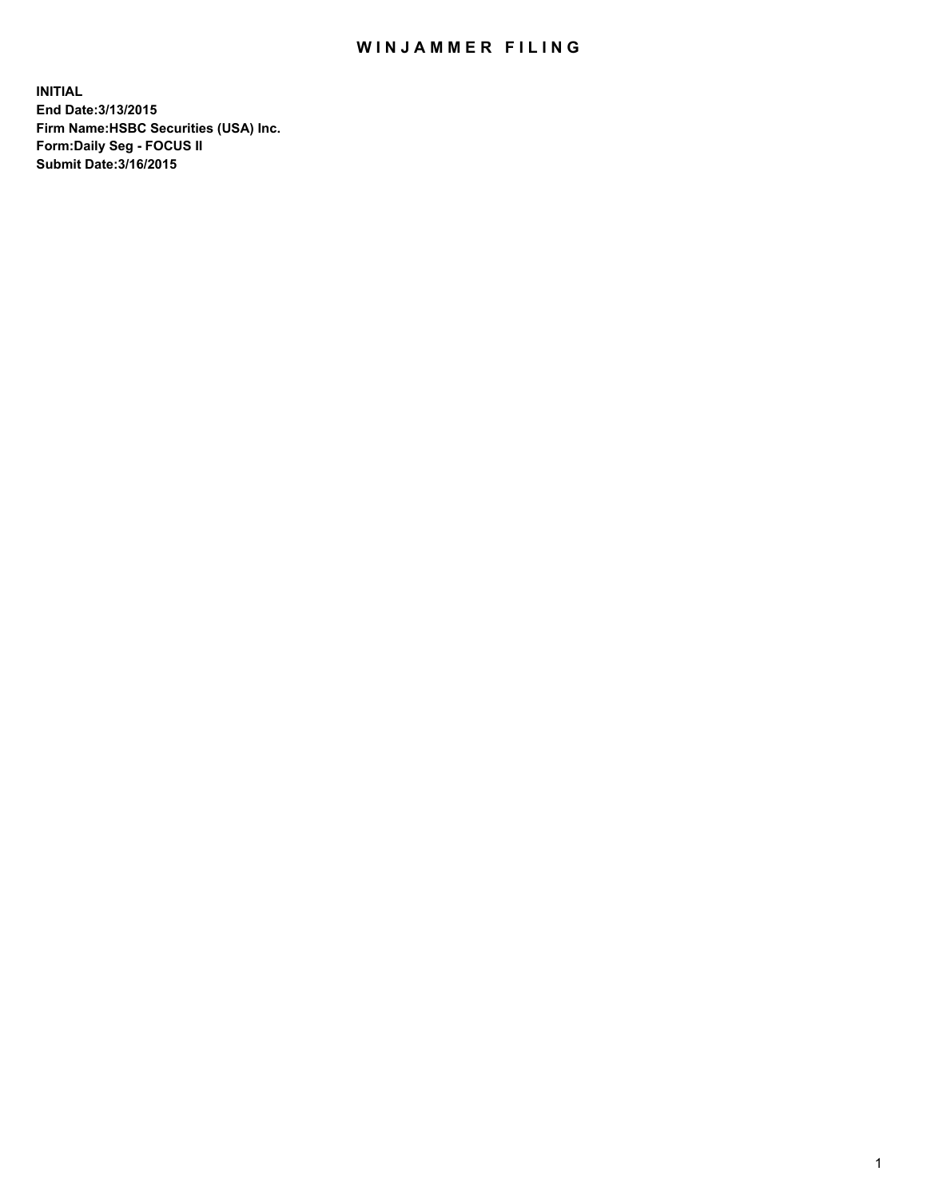# WINJAMMER FILING

**INITIAL**
**End Date:3/13/2015**
**Firm Name:HSBC Securities (USA) Inc.**
**Form:Daily Seg - FOCUS II**
**Submit Date:3/16/2015**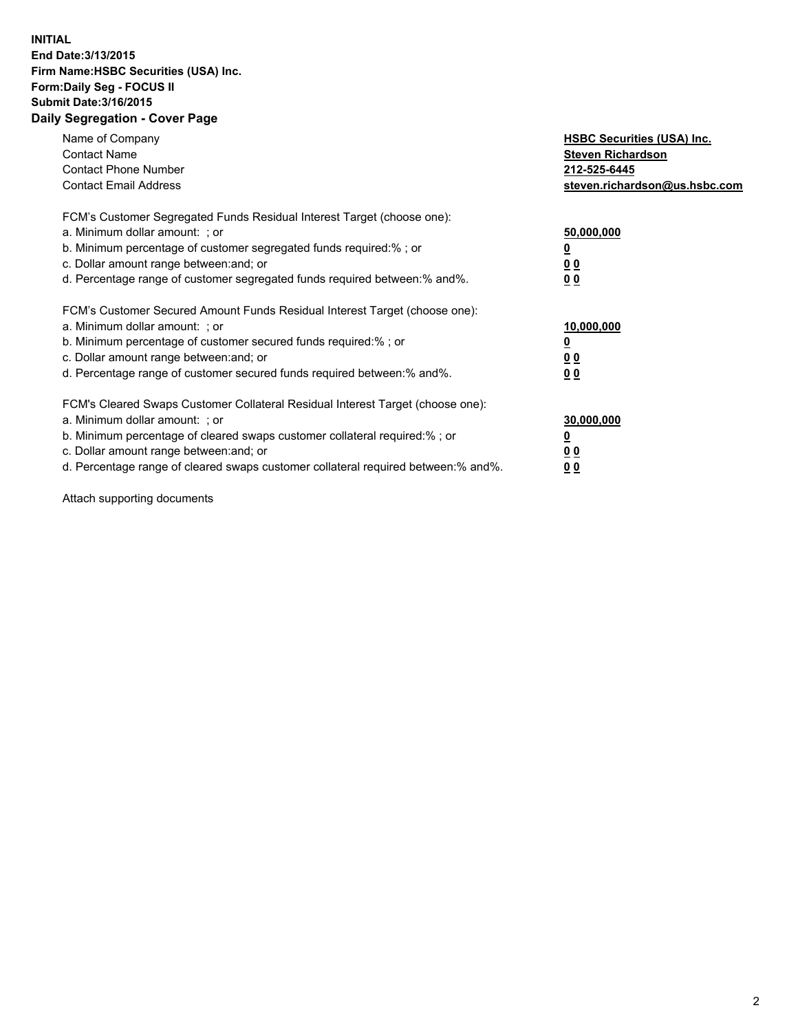**INITIAL**
**End Date:3/13/2015**
**Firm Name:HSBC Securities (USA) Inc.**
**Form:Daily Seg - FOCUS II**
**Submit Date:3/16/2015**

## Daily Segregation - Cover Page

| | |
|---|---|
| Name of Company | **HSBC Securities (USA) Inc.** |
| Contact Name | **Steven Richardson** |
| Contact Phone Number | **212-525-6445** |
| Contact Email Address | **steven.richardson@us.hsbc.com** |

| | |
|---|---|
| FCM's Customer Segregated Funds Residual Interest Target (choose one): | |
| a. Minimum dollar amount: ; or | **50,000,000** |
| b. Minimum percentage of customer segregated funds required:% ; or | **0** |
| c. Dollar amount range between:and; or | **0 0** |
| d. Percentage range of customer segregated funds required between:% and%. | **0 0** |

| | |
|---|---|
| FCM's Customer Secured Amount Funds Residual Interest Target (choose one): | |
| a. Minimum dollar amount: ; or | **10,000,000** |
| b. Minimum percentage of customer secured funds required:% ; or | **0** |
| c. Dollar amount range between:and; or | **0 0** |
| d. Percentage range of customer secured funds required between:% and%. | **0 0** |

| | |
|---|---|
| FCM's Cleared Swaps Customer Collateral Residual Interest Target (choose one): | |
| a. Minimum dollar amount: ; or | **30,000,000** |
| b. Minimum percentage of cleared swaps customer collateral required:% ; or | **0** |
| c. Dollar amount range between:and; or | **0 0** |
| d. Percentage range of cleared swaps customer collateral required between:% and%. | **0 0** |

Attach supporting documents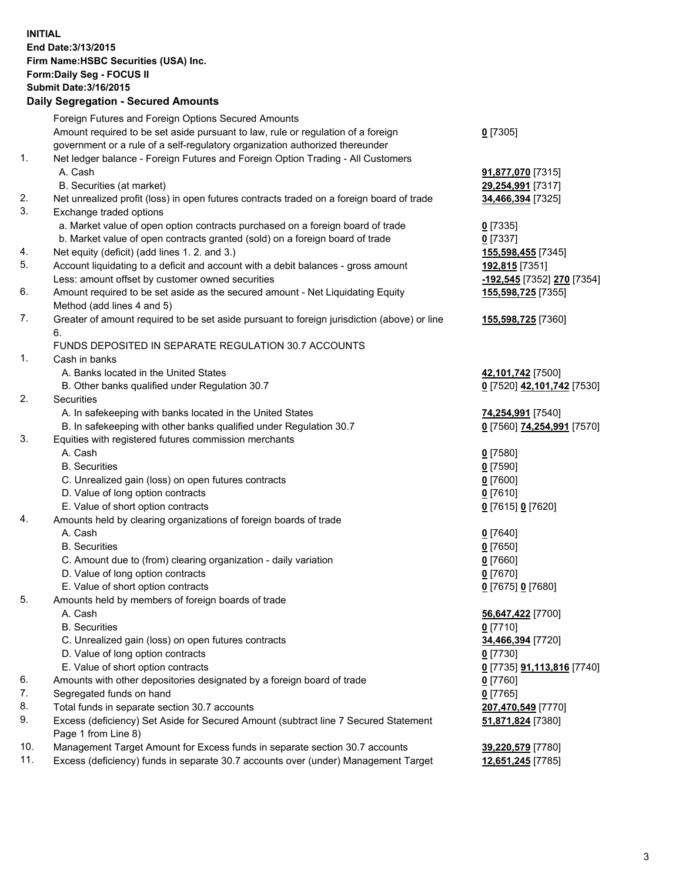**INITIAL**
**End Date:3/13/2015**
**Firm Name:HSBC Securities (USA) Inc.**
**Form:Daily Seg - FOCUS II**
**Submit Date:3/16/2015**

## Daily Segregation - Secured Amounts

| | | |
|---|---|---|
| | Foreign Futures and Foreign Options Secured Amounts | |
| | Amount required to be set aside pursuant to law, rule or regulation of a foreign government or a rule of a self-regulatory organization authorized thereunder | **0** [7305] |
| 1. | Net ledger balance - Foreign Futures and Foreign Option Trading - All Customers | |
| | A. Cash | **91,877,070** [7315] |
| | B. Securities (at market) | **29,254,991** [7317] |
| 2. | Net unrealized profit (loss) in open futures contracts traded on a foreign board of trade | **34,466,394** [7325] |
| 3. | Exchange traded options | |
| | a. Market value of open option contracts purchased on a foreign board of trade | **0** [7335] |
| | b. Market value of open contracts granted (sold) on a foreign board of trade | **0** [7337] |
| 4. | Net equity (deficit) (add lines 1. 2. and 3.) | **155,598,455** [7345] |
| 5. | Account liquidating to a deficit and account with a debit balances - gross amount | **192,815** [7351] |
| | Less: amount offset by customer owned securities | **-192,545** [7352] **270** [7354] |
| 6. | Amount required to be set aside as the secured amount - Net Liquidating Equity Method (add lines 4 and 5) | **155,598,725** [7355] |
| 7. | Greater of amount required to be set aside pursuant to foreign jurisdiction (above) or line 6. | **155,598,725** [7360] |
| | FUNDS DEPOSITED IN SEPARATE REGULATION 30.7 ACCOUNTS | |
| 1. | Cash in banks | |
| | A. Banks located in the United States | **42,101,742** [7500] |
| | B. Other banks qualified under Regulation 30.7 | **0** [7520] **42,101,742** [7530] |
| 2. | Securities | |
| | A. In safekeeping with banks located in the United States | **74,254,991** [7540] |
| | B. In safekeeping with other banks qualified under Regulation 30.7 | **0** [7560] **74,254,991** [7570] |
| 3. | Equities with registered futures commission merchants | |
| | A. Cash | **0** [7580] |
| | B. Securities | **0** [7590] |
| | C. Unrealized gain (loss) on open futures contracts | **0** [7600] |
| | D. Value of long option contracts | **0** [7610] |
| | E. Value of short option contracts | **0** [7615] **0** [7620] |
| 4. | Amounts held by clearing organizations of foreign boards of trade | |
| | A. Cash | **0** [7640] |
| | B. Securities | **0** [7650] |
| | C. Amount due to (from) clearing organization - daily variation | **0** [7660] |
| | D. Value of long option contracts | **0** [7670] |
| | E. Value of short option contracts | **0** [7675] **0** [7680] |
| 5. | Amounts held by members of foreign boards of trade | |
| | A. Cash | **56,647,422** [7700] |
| | B. Securities | **0** [7710] |
| | C. Unrealized gain (loss) on open futures contracts | **34,466,394** [7720] |
| | D. Value of long option contracts | **0** [7730] |
| | E. Value of short option contracts | **0** [7735] **91,113,816** [7740] |
| 6. | Amounts with other depositories designated by a foreign board of trade | **0** [7760] |
| 7. | Segregated funds on hand | **0** [7765] |
| 8. | Total funds in separate section 30.7 accounts | **207,470,549** [7770] |
| 9. | Excess (deficiency) Set Aside for Secured Amount (subtract line 7 Secured Statement Page 1 from Line 8) | **51,871,824** [7380] |
| 10. | Management Target Amount for Excess funds in separate section 30.7 accounts | **39,220,579** [7780] |
| 11. | Excess (deficiency) funds in separate 30.7 accounts over (under) Management Target | **12,651,245** [7785] |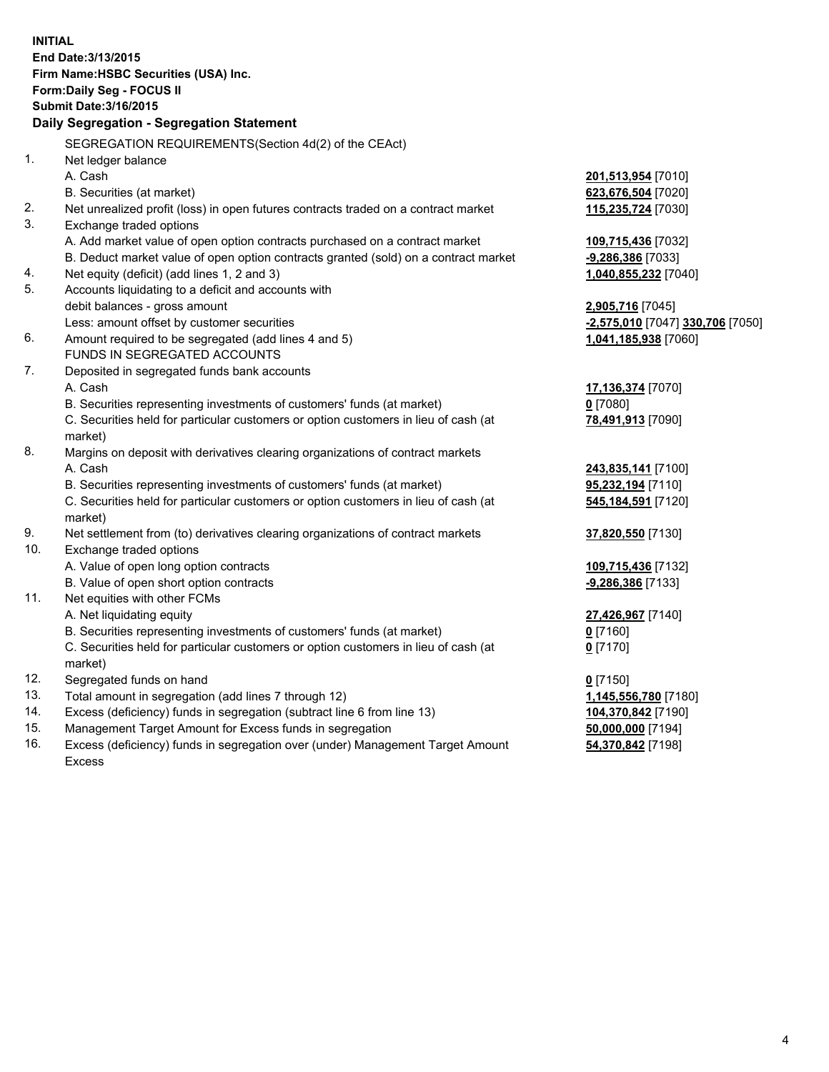**INITIAL**
**End Date:3/13/2015**
**Firm Name:HSBC Securities (USA) Inc.**
**Form:Daily Seg - FOCUS II**
**Submit Date:3/16/2015**

## Daily Segregation - Segregation Statement

| | | |
|---|---|---|
| | SEGREGATION REQUIREMENTS(Section 4d(2) of the CEAct) | |
| 1. | Net ledger balance | |
| | A. Cash | **201,513,954** [7010] |
| | B. Securities (at market) | **623,676,504** [7020] |
| 2. | Net unrealized profit (loss) in open futures contracts traded on a contract market | **115,235,724** [7030] |
| 3. | Exchange traded options | |
| | A. Add market value of open option contracts purchased on a contract market | **109,715,436** [7032] |
| | B. Deduct market value of open option contracts granted (sold) on a contract market | **-9,286,386** [7033] |
| 4. | Net equity (deficit) (add lines 1, 2 and 3) | **1,040,855,232** [7040] |
| 5. | Accounts liquidating to a deficit and accounts with debit balances - gross amount | **2,905,716** [7045] |
| | Less: amount offset by customer securities | **-2,575,010** [7047] **330,706** [7050] |
| 6. | Amount required to be segregated (add lines 4 and 5) | **1,041,185,938** [7060] |
| | FUNDS IN SEGREGATED ACCOUNTS | |
| 7. | Deposited in segregated funds bank accounts | |
| | A. Cash | **17,136,374** [7070] |
| | B. Securities representing investments of customers' funds (at market) | **0** [7080] |
| | C. Securities held for particular customers or option customers in lieu of cash (at market) | **78,491,913** [7090] |
| 8. | Margins on deposit with derivatives clearing organizations of contract markets | |
| | A. Cash | **243,835,141** [7100] |
| | B. Securities representing investments of customers' funds (at market) | **95,232,194** [7110] |
| | C. Securities held for particular customers or option customers in lieu of cash (at market) | **545,184,591** [7120] |
| 9. | Net settlement from (to) derivatives clearing organizations of contract markets | **37,820,550** [7130] |
| 10. | Exchange traded options | |
| | A. Value of open long option contracts | **109,715,436** [7132] |
| | B. Value of open short option contracts | **-9,286,386** [7133] |
| 11. | Net equities with other FCMs | |
| | A. Net liquidating equity | **27,426,967** [7140] |
| | B. Securities representing investments of customers' funds (at market) | **0** [7160] |
| | C. Securities held for particular customers or option customers in lieu of cash (at market) | **0** [7170] |
| 12. | Segregated funds on hand | **0** [7150] |
| 13. | Total amount in segregation (add lines 7 through 12) | **1,145,556,780** [7180] |
| 14. | Excess (deficiency) funds in segregation (subtract line 6 from line 13) | **104,370,842** [7190] |
| 15. | Management Target Amount for Excess funds in segregation | **50,000,000** [7194] |
| 16. | Excess (deficiency) funds in segregation over (under) Management Target Amount Excess | **54,370,842** [7198] |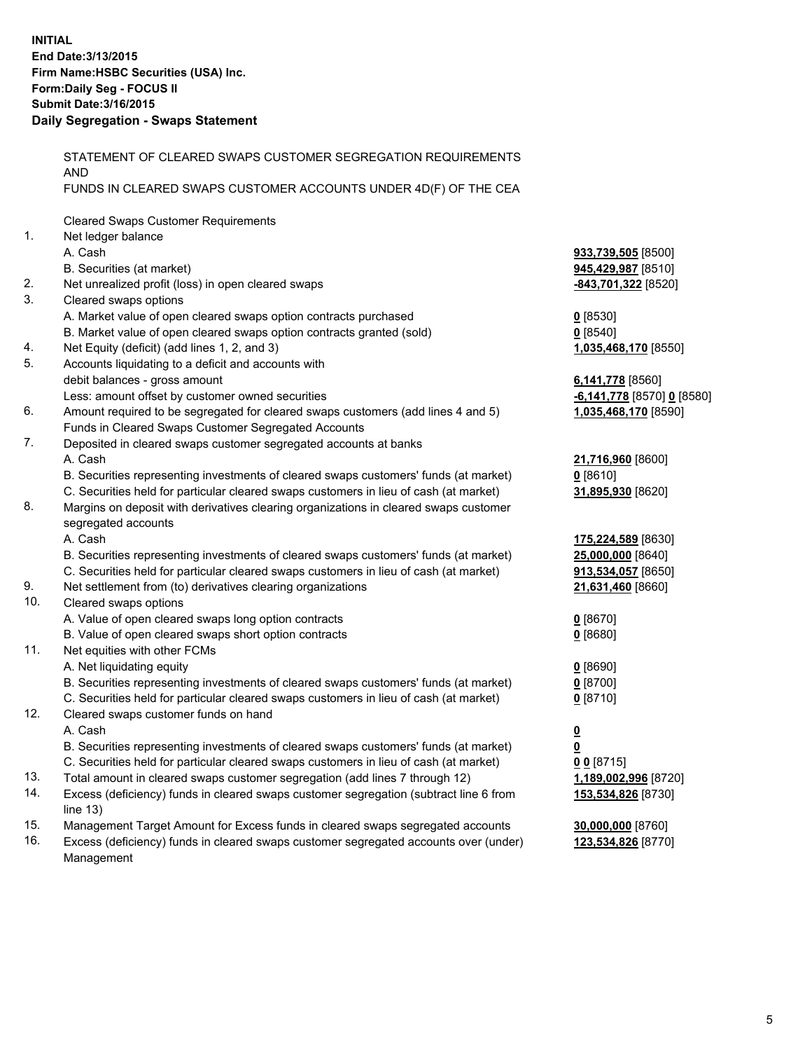**INITIAL**
**End Date:3/13/2015**
**Firm Name:HSBC Securities (USA) Inc.**
**Form:Daily Seg - FOCUS II**
**Submit Date:3/16/2015**
**Daily Segregation - Swaps Statement**

STATEMENT OF CLEARED SWAPS CUSTOMER SEGREGATION REQUIREMENTS AND FUNDS IN CLEARED SWAPS CUSTOMER ACCOUNTS UNDER 4D(F) OF THE CEA

| | | |
|---|---|---|
| | Cleared Swaps Customer Requirements | |
| 1. | Net ledger balance | |
| | A. Cash | **933,739,505** [8500] |
| | B. Securities (at market) | **945,429,987** [8510] |
| 2. | Net unrealized profit (loss) in open cleared swaps | **-843,701,322** [8520] |
| 3. | Cleared swaps options | |
| | A. Market value of open cleared swaps option contracts purchased | **0** [8530] |
| | B. Market value of open cleared swaps option contracts granted (sold) | **0** [8540] |
| 4. | Net Equity (deficit) (add lines 1, 2, and 3) | **1,035,468,170** [8550] |
| 5. | Accounts liquidating to a deficit and accounts with debit balances - gross amount | **6,141,778** [8560] |
| | Less: amount offset by customer owned securities | **-6,141,778** [8570] **0** [8580] |
| 6. | Amount required to be segregated for cleared swaps customers (add lines 4 and 5) | **1,035,468,170** [8590] |
| | Funds in Cleared Swaps Customer Segregated Accounts | |
| 7. | Deposited in cleared swaps customer segregated accounts at banks | |
| | A. Cash | **21,716,960** [8600] |
| | B. Securities representing investments of cleared swaps customers' funds (at market) | **0** [8610] |
| | C. Securities held for particular cleared swaps customers in lieu of cash (at market) | **31,895,930** [8620] |
| 8. | Margins on deposit with derivatives clearing organizations in cleared swaps customer segregated accounts | |
| | A. Cash | **175,224,589** [8630] |
| | B. Securities representing investments of cleared swaps customers' funds (at market) | **25,000,000** [8640] |
| | C. Securities held for particular cleared swaps customers in lieu of cash (at market) | **913,534,057** [8650] |
| 9. | Net settlement from (to) derivatives clearing organizations | **21,631,460** [8660] |
| 10. | Cleared swaps options | |
| | A. Value of open cleared swaps long option contracts | **0** [8670] |
| | B. Value of open cleared swaps short option contracts | **0** [8680] |
| 11. | Net equities with other FCMs | |
| | A. Net liquidating equity | **0** [8690] |
| | B. Securities representing investments of cleared swaps customers' funds (at market) | **0** [8700] |
| | C. Securities held for particular cleared swaps customers in lieu of cash (at market) | **0** [8710] |
| 12. | Cleared swaps customer funds on hand | |
| | A. Cash | **0** |
| | B. Securities representing investments of cleared swaps customers' funds (at market) | **0** |
| | C. Securities held for particular cleared swaps customers in lieu of cash (at market) | **0** **0** [8715] |
| 13. | Total amount in cleared swaps customer segregation (add lines 7 through 12) | **1,189,002,996** [8720] |
| 14. | Excess (deficiency) funds in cleared swaps customer segregation (subtract line 6 from line 13) | **153,534,826** [8730] |
| 15. | Management Target Amount for Excess funds in cleared swaps segregated accounts | **30,000,000** [8760] |
| 16. | Excess (deficiency) funds in cleared swaps customer segregated accounts over (under) Management | **123,534,826** [8770] |